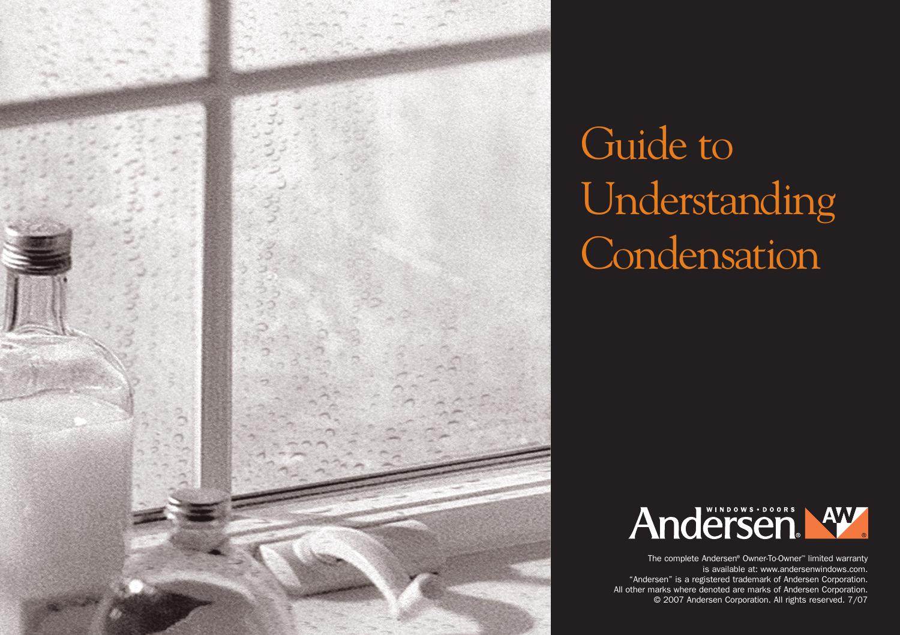# Guide to Understanding Condensation

Andersen® WINDOWS • DOORS

The complete Andersen® Owner-To-Owner™ limited warranty is available at: www.andersenwindows.com.
"Andersen" is a registered trademark of Andersen Corporation.
All other marks where denoted are marks of Andersen Corporation.
© 2007 Andersen Corporation. All rights reserved. 7/07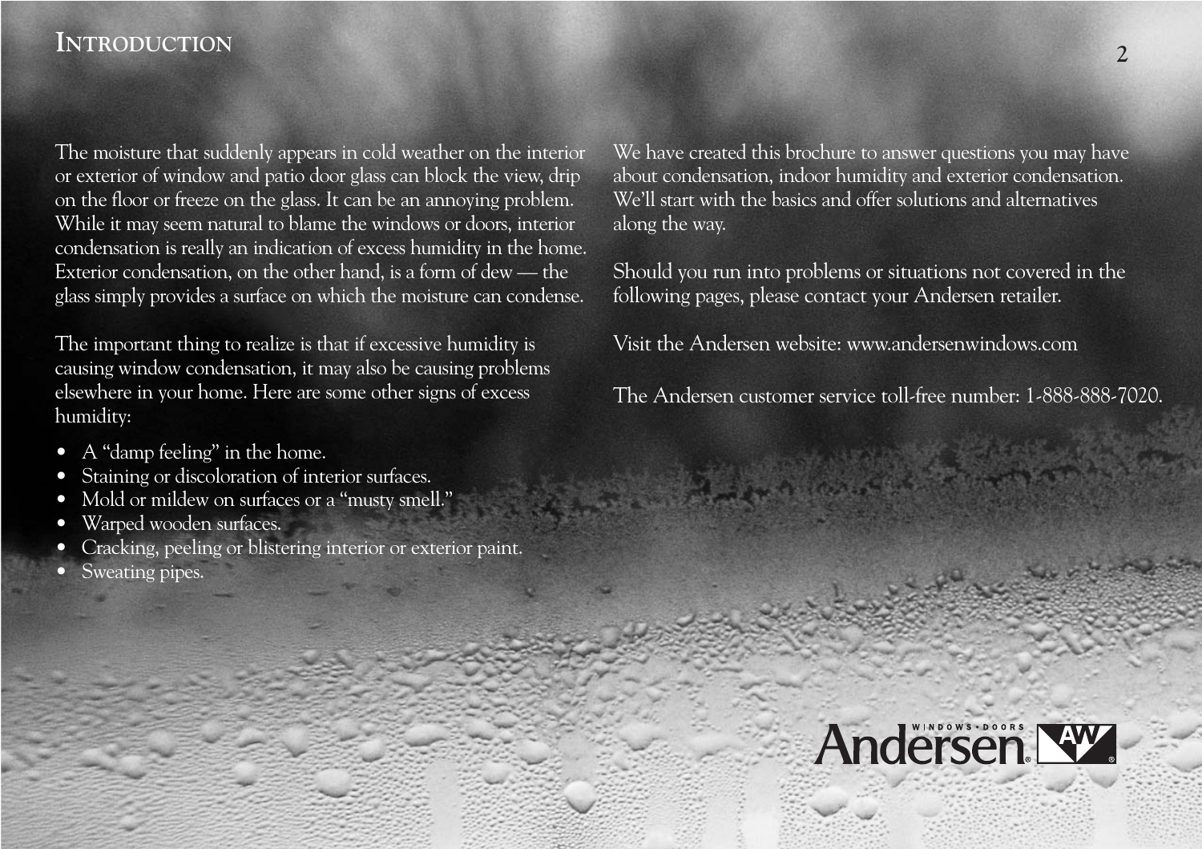# Introduction

The moisture that suddenly appears in cold weather on the interior or exterior of window and patio door glass can block the view, drip on the floor or freeze on the glass. It can be an annoying problem. While it may seem natural to blame the windows or doors, interior condensation is really an indication of excess humidity in the home. Exterior condensation, on the other hand, is a form of dew — the glass simply provides a surface on which the moisture can condense.

The important thing to realize is that if excessive humidity is causing window condensation, it may also be causing problems elsewhere in your home. Here are some other signs of excess humidity:

- A "damp feeling" in the home.
- Staining or discoloration of interior surfaces.
- Mold or mildew on surfaces or a "musty smell."
- Warped wooden surfaces.
- Cracking, peeling or blistering interior or exterior paint.
- Sweating pipes.

We have created this brochure to answer questions you may have about condensation, indoor humidity and exterior condensation. We'll start with the basics and offer solutions and alternatives along the way.

Should you run into problems or situations not covered in the following pages, please contact your Andersen retailer.

Visit the Andersen website: www.andersenwindows.com

The Andersen customer service toll-free number: 1-888-888-7020.

Andersen® Windows • Doors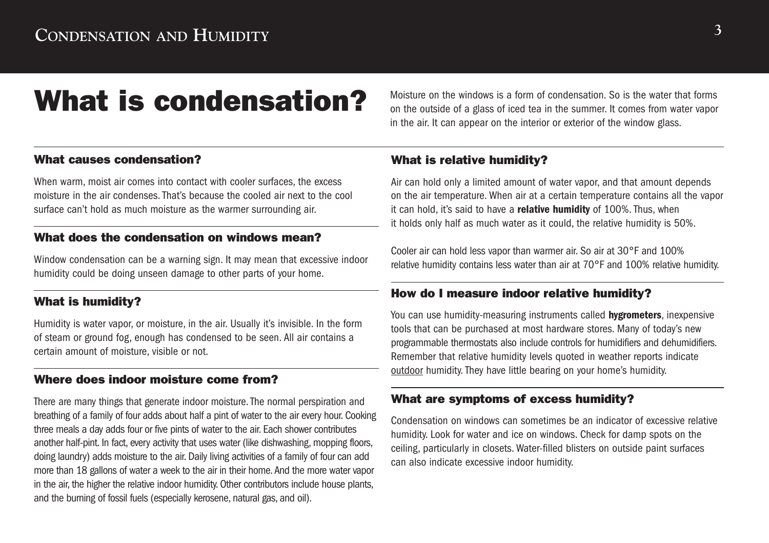# What is condensation?

Moisture on the windows is a form of condensation. So is the water that forms on the outside of a glass of iced tea in the summer. It comes from water vapor in the air. It can appear on the interior or exterior of the window glass.

## What causes condensation?

When warm, moist air comes into contact with cooler surfaces, the excess moisture in the air condenses. That's because the cooled air next to the cool surface can't hold as much moisture as the warmer surrounding air.

## What does the condensation on windows mean?

Window condensation can be a warning sign. It may mean that excessive indoor humidity could be doing unseen damage to other parts of your home.

## What is humidity?

Humidity is water vapor, or moisture, in the air. Usually it's invisible. In the form of steam or ground fog, enough has condensed to be seen. All air contains a certain amount of moisture, visible or not.

## Where does indoor moisture come from?

There are many things that generate indoor moisture. The normal perspiration and breathing of a family of four adds about half a pint of water to the air every hour. Cooking three meals a day adds four or five pints of water to the air. Each shower contributes another half-pint. In fact, every activity that uses water (like dishwashing, mopping floors, doing laundry) adds moisture to the air. Daily living activities of a family of four can add more than 18 gallons of water a week to the air in their home. And the more water vapor in the air, the higher the relative indoor humidity. Other contributors include house plants, and the burning of fossil fuels (especially kerosene, natural gas, and oil).

## What is relative humidity?

Air can hold only a limited amount of water vapor, and that amount depends on the air temperature. When air at a certain temperature contains all the vapor it can hold, it's said to have a **relative humidity** of 100%. Thus, when it holds only half as much water as it could, the relative humidity is 50%.

Cooler air can hold less vapor than warmer air. So air at 30°F and 100% relative humidity contains less water than air at 70°F and 100% relative humidity.

## How do I measure indoor relative humidity?

You can use humidity-measuring instruments called **hygrometers**, inexpensive tools that can be purchased at most hardware stores. Many of today's new programmable thermostats also include controls for humidifiers and dehumidifiers. Remember that relative humidity levels quoted in weather reports indicate outdoor humidity. They have little bearing on your home's humidity.

## What are symptoms of excess humidity?

Condensation on windows can sometimes be an indicator of excessive relative humidity. Look for water and ice on windows. Check for damp spots on the ceiling, particularly in closets. Water-filled blisters on outside paint surfaces can also indicate excessive indoor humidity.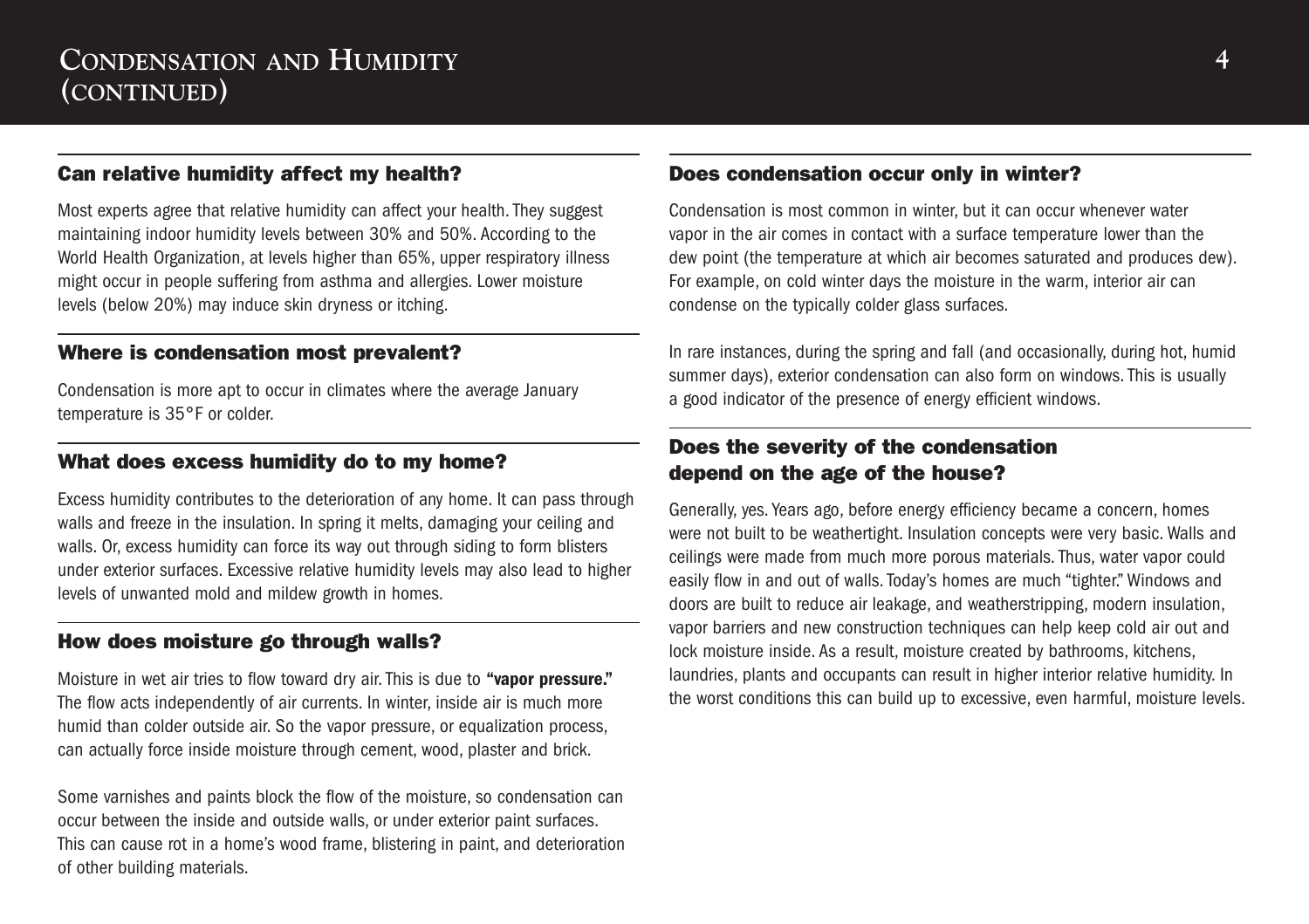# Condensation and Humidity (continued)

## Can relative humidity affect my health?

Most experts agree that relative humidity can affect your health. They suggest maintaining indoor humidity levels between 30% and 50%. According to the World Health Organization, at levels higher than 65%, upper respiratory illness might occur in people suffering from asthma and allergies. Lower moisture levels (below 20%) may induce skin dryness or itching.

## Where is condensation most prevalent?

Condensation is more apt to occur in climates where the average January temperature is 35°F or colder.

## What does excess humidity do to my home?

Excess humidity contributes to the deterioration of any home. It can pass through walls and freeze in the insulation. In spring it melts, damaging your ceiling and walls. Or, excess humidity can force its way out through siding to form blisters under exterior surfaces. Excessive relative humidity levels may also lead to higher levels of unwanted mold and mildew growth in homes.

## How does moisture go through walls?

Moisture in wet air tries to flow toward dry air. This is due to **"vapor pressure."** The flow acts independently of air currents. In winter, inside air is much more humid than colder outside air. So the vapor pressure, or equalization process, can actually force inside moisture through cement, wood, plaster and brick.

Some varnishes and paints block the flow of the moisture, so condensation can occur between the inside and outside walls, or under exterior paint surfaces. This can cause rot in a home's wood frame, blistering in paint, and deterioration of other building materials.

## Does condensation occur only in winter?

Condensation is most common in winter, but it can occur whenever water vapor in the air comes in contact with a surface temperature lower than the dew point (the temperature at which air becomes saturated and produces dew). For example, on cold winter days the moisture in the warm, interior air can condense on the typically colder glass surfaces.

In rare instances, during the spring and fall (and occasionally, during hot, humid summer days), exterior condensation can also form on windows. This is usually a good indicator of the presence of energy efficient windows.

## Does the severity of the condensation depend on the age of the house?

Generally, yes. Years ago, before energy efficiency became a concern, homes were not built to be weathertight. Insulation concepts were very basic. Walls and ceilings were made from much more porous materials. Thus, water vapor could easily flow in and out of walls. Today's homes are much "tighter." Windows and doors are built to reduce air leakage, and weatherstripping, modern insulation, vapor barriers and new construction techniques can help keep cold air out and lock moisture inside. As a result, moisture created by bathrooms, kitchens, laundries, plants and occupants can result in higher interior relative humidity. In the worst conditions this can build up to excessive, even harmful, moisture levels.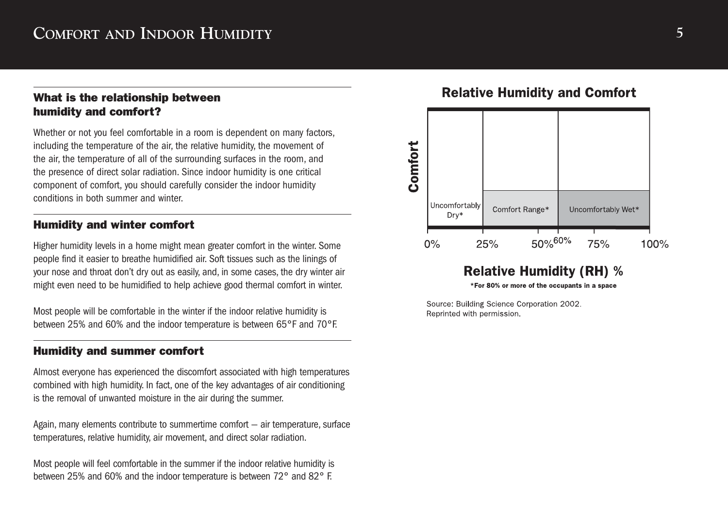# Comfort and Indoor Humidity

## What is the relationship between humidity and comfort?

Whether or not you feel comfortable in a room is dependent on many factors, including the temperature of the air, the relative humidity, the movement of the air, the temperature of all of the surrounding surfaces in the room, and the presence of direct solar radiation. Since indoor humidity is one critical component of comfort, you should carefully consider the indoor humidity conditions in both summer and winter.

## Humidity and winter comfort

Higher humidity levels in a home might mean greater comfort in the winter. Some people find it easier to breathe humidified air. Soft tissues such as the linings of your nose and throat don't dry out as easily, and, in some cases, the dry winter air might even need to be humidified to help achieve good thermal comfort in winter.

Most people will be comfortable in the winter if the indoor relative humidity is between 25% and 60% and the indoor temperature is between 65°F and 70°F.

## Humidity and summer comfort

Almost everyone has experienced the discomfort associated with high temperatures combined with high humidity. In fact, one of the key advantages of air conditioning is the removal of unwanted moisture in the air during the summer.

Again, many elements contribute to summertime comfort — air temperature, surface temperatures, relative humidity, air movement, and direct solar radiation.

Most people will feel comfortable in the summer if the indoor relative humidity is between 25% and 60% and the indoor temperature is between 72° and 82° F.

**Relative Humidity and Comfort**

| Comfort | Relative Humidity (RH) % |
|---|---|
| Uncomfortably Dry* | 0% – 25% |
| Comfort Range* | 25% – 60% |
| Uncomfortably Wet* | 60% – 100% |

*For 80% or more of the occupants in a space

Source: Building Science Corporation 2002. Reprinted with permission.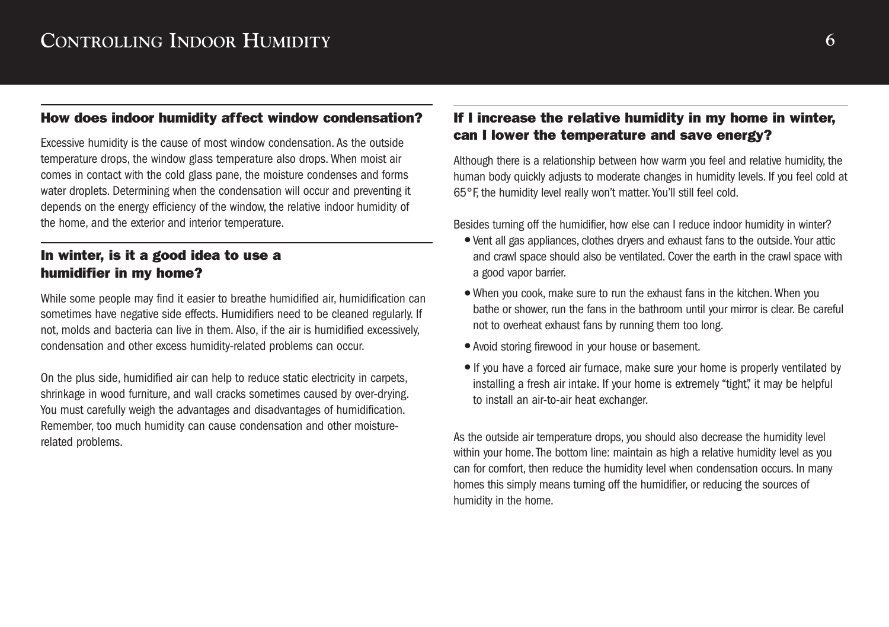## How does indoor humidity affect window condensation?

Excessive humidity is the cause of most window condensation. As the outside temperature drops, the window glass temperature also drops. When moist air comes in contact with the cold glass pane, the moisture condenses and forms water droplets. Determining when the condensation will occur and preventing it depends on the energy efficiency of the window, the relative indoor humidity of the home, and the exterior and interior temperature.

## In winter, is it a good idea to use a humidifier in my home?

While some people may find it easier to breathe humidified air, humidification can sometimes have negative side effects. Humidifiers need to be cleaned regularly. If not, molds and bacteria can live in them. Also, if the air is humidified excessively, condensation and other excess humidity-related problems can occur.

On the plus side, humidified air can help to reduce static electricity in carpets, shrinkage in wood furniture, and wall cracks sometimes caused by over-drying. You must carefully weigh the advantages and disadvantages of humidification. Remember, too much humidity can cause condensation and other moisture-related problems.

## If I increase the relative humidity in my home in winter, can I lower the temperature and save energy?

Although there is a relationship between how warm you feel and relative humidity, the human body quickly adjusts to moderate changes in humidity levels. If you feel cold at 65°F, the humidity level really won't matter. You'll still feel cold.

Besides turning off the humidifier, how else can I reduce indoor humidity in winter?

- Vent all gas appliances, clothes dryers and exhaust fans to the outside. Your attic and crawl space should also be ventilated. Cover the earth in the crawl space with a good vapor barrier.
- When you cook, make sure to run the exhaust fans in the kitchen. When you bathe or shower, run the fans in the bathroom until your mirror is clear. Be careful not to overheat exhaust fans by running them too long.
- Avoid storing firewood in your house or basement.
- If you have a forced air furnace, make sure your home is properly ventilated by installing a fresh air intake. If your home is extremely "tight," it may be helpful to install an air-to-air heat exchanger.

As the outside air temperature drops, you should also decrease the humidity level within your home. The bottom line: maintain as high a relative humidity level as you can for comfort, then reduce the humidity level when condensation occurs. In many homes this simply means turning off the humidifier, or reducing the sources of humidity in the home.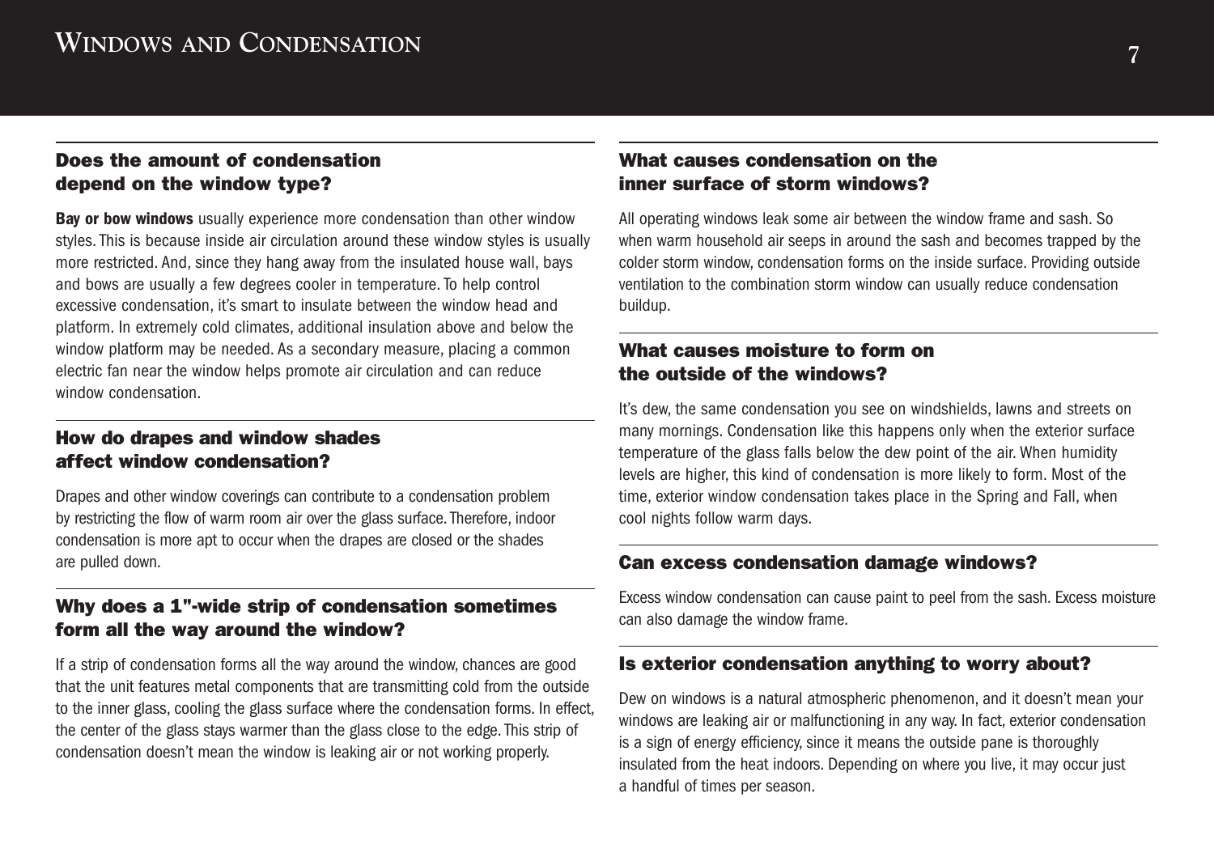# Windows and Condensation

## Does the amount of condensation depend on the window type?

**Bay or bow windows** usually experience more condensation than other window styles. This is because inside air circulation around these window styles is usually more restricted. And, since they hang away from the insulated house wall, bays and bows are usually a few degrees cooler in temperature. To help control excessive condensation, it's smart to insulate between the window head and platform. In extremely cold climates, additional insulation above and below the window platform may be needed. As a secondary measure, placing a common electric fan near the window helps promote air circulation and can reduce window condensation.

## How do drapes and window shades affect window condensation?

Drapes and other window coverings can contribute to a condensation problem by restricting the flow of warm room air over the glass surface. Therefore, indoor condensation is more apt to occur when the drapes are closed or the shades are pulled down.

## Why does a 1"-wide strip of condensation sometimes form all the way around the window?

If a strip of condensation forms all the way around the window, chances are good that the unit features metal components that are transmitting cold from the outside to the inner glass, cooling the glass surface where the condensation forms. In effect, the center of the glass stays warmer than the glass close to the edge. This strip of condensation doesn't mean the window is leaking air or not working properly.

## What causes condensation on the inner surface of storm windows?

All operating windows leak some air between the window frame and sash. So when warm household air seeps in around the sash and becomes trapped by the colder storm window, condensation forms on the inside surface. Providing outside ventilation to the combination storm window can usually reduce condensation buildup.

## What causes moisture to form on the outside of the windows?

It's dew, the same condensation you see on windshields, lawns and streets on many mornings. Condensation like this happens only when the exterior surface temperature of the glass falls below the dew point of the air. When humidity levels are higher, this kind of condensation is more likely to form. Most of the time, exterior window condensation takes place in the Spring and Fall, when cool nights follow warm days.

## Can excess condensation damage windows?

Excess window condensation can cause paint to peel from the sash. Excess moisture can also damage the window frame.

## Is exterior condensation anything to worry about?

Dew on windows is a natural atmospheric phenomenon, and it doesn't mean your windows are leaking air or malfunctioning in any way. In fact, exterior condensation is a sign of energy efficiency, since it means the outside pane is thoroughly insulated from the heat indoors. Depending on where you live, it may occur just a handful of times per season.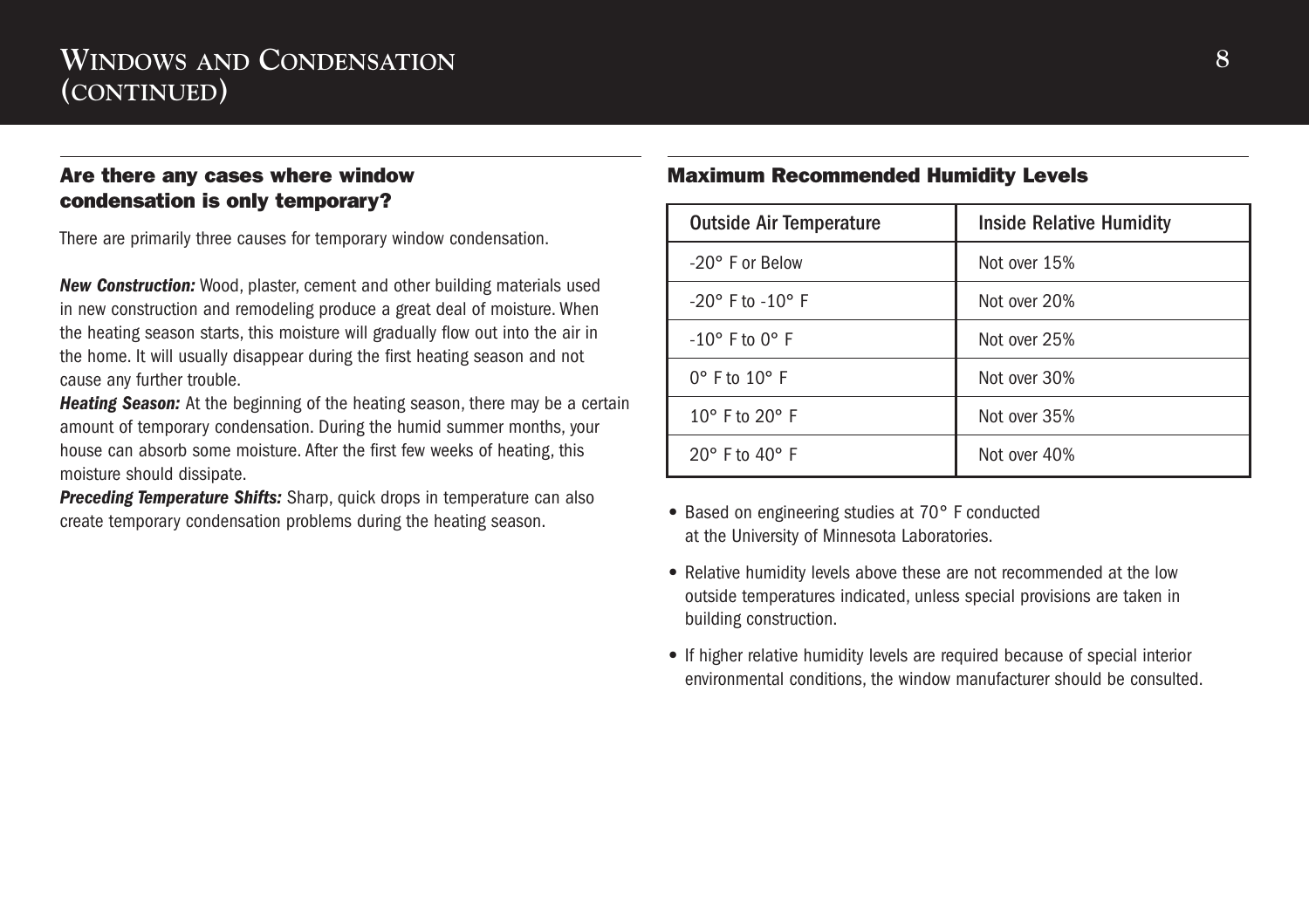# Windows and Condensation (continued)

## Are there any cases where window condensation is only temporary?

There are primarily three causes for temporary window condensation.

***New Construction:*** Wood, plaster, cement and other building materials used in new construction and remodeling produce a great deal of moisture. When the heating season starts, this moisture will gradually flow out into the air in the home. It will usually disappear during the first heating season and not cause any further trouble.

***Heating Season:*** At the beginning of the heating season, there may be a certain amount of temporary condensation. During the humid summer months, your house can absorb some moisture. After the first few weeks of heating, this moisture should dissipate.

***Preceding Temperature Shifts:*** Sharp, quick drops in temperature can also create temporary condensation problems during the heating season.

## Maximum Recommended Humidity Levels

| Outside Air Temperature | Inside Relative Humidity |
|---|---|
| -20° F or Below | Not over 15% |
| -20° F to -10° F | Not over 20% |
| -10° F to 0° F | Not over 25% |
| 0° F to 10° F | Not over 30% |
| 10° F to 20° F | Not over 35% |
| 20° F to 40° F | Not over 40% |

- Based on engineering studies at 70° F conducted at the University of Minnesota Laboratories.
- Relative humidity levels above these are not recommended at the low outside temperatures indicated, unless special provisions are taken in building construction.
- If higher relative humidity levels are required because of special interior environmental conditions, the window manufacturer should be consulted.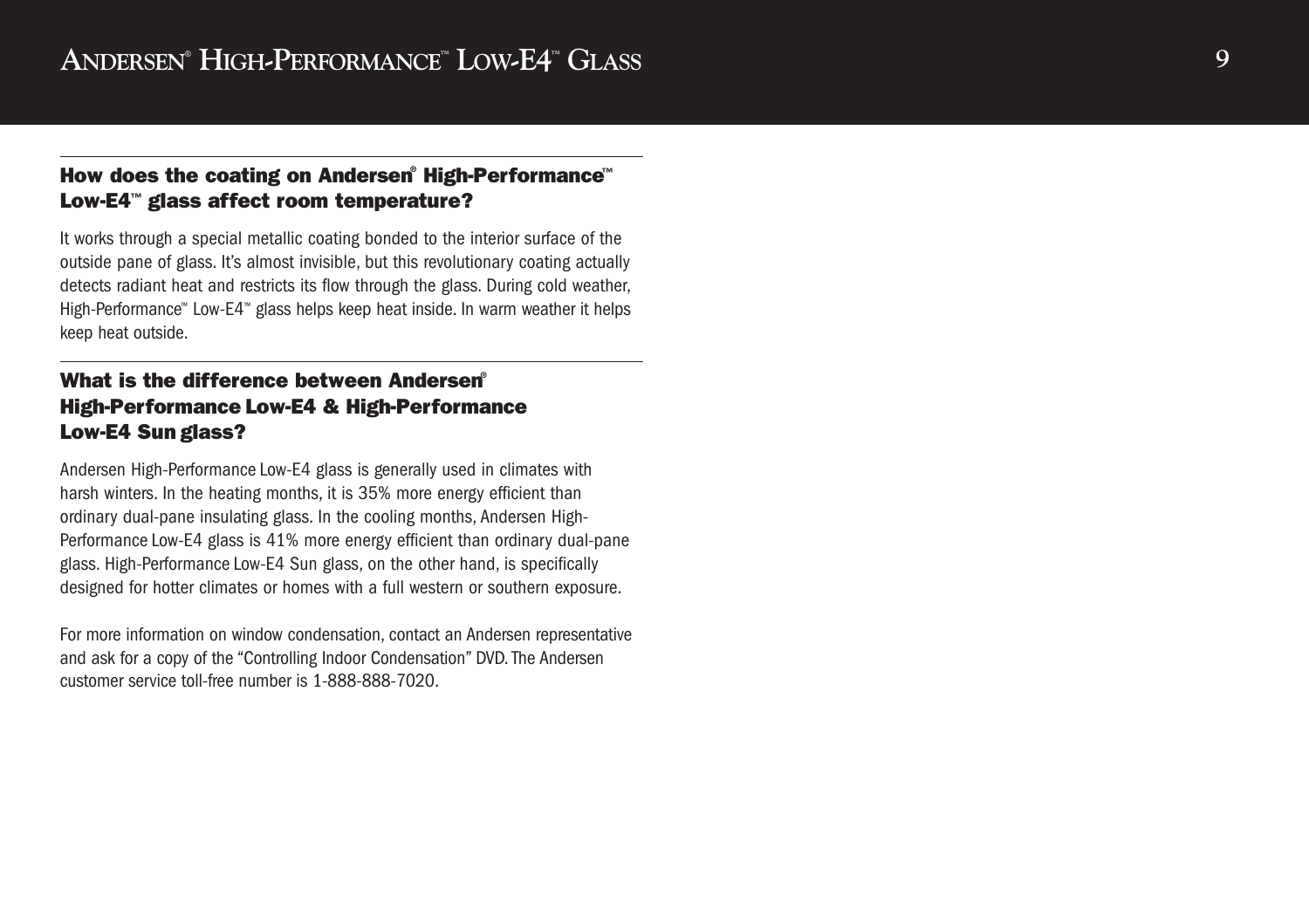## How does the coating on Andersen® High-Performance™ Low-E4™ glass affect room temperature?

It works through a special metallic coating bonded to the interior surface of the outside pane of glass. It's almost invisible, but this revolutionary coating actually detects radiant heat and restricts its flow through the glass. During cold weather, High-Performance™ Low-E4™ glass helps keep heat inside. In warm weather it helps keep heat outside.

## What is the difference between Andersen® High-Performance Low-E4 & High-Performance Low-E4 Sun glass?

Andersen High-Performance Low-E4 glass is generally used in climates with harsh winters. In the heating months, it is 35% more energy efficient than ordinary dual-pane insulating glass. In the cooling months, Andersen High-Performance Low-E4 glass is 41% more energy efficient than ordinary dual-pane glass. High-Performance Low-E4 Sun glass, on the other hand, is specifically designed for hotter climates or homes with a full western or southern exposure.

For more information on window condensation, contact an Andersen representative and ask for a copy of the "Controlling Indoor Condensation" DVD. The Andersen customer service toll-free number is 1-888-888-7020.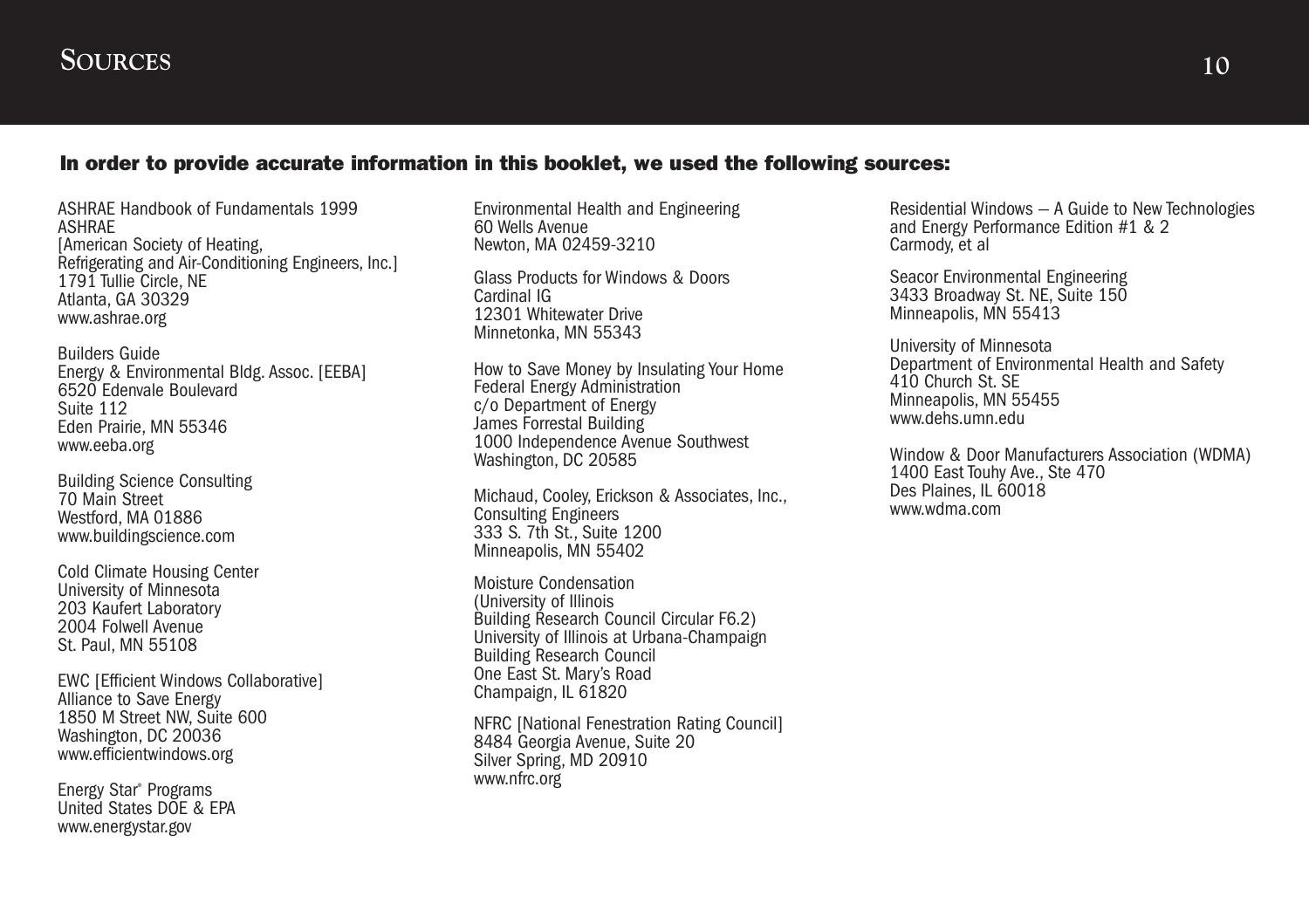# Sources

**In order to provide accurate information in this booklet, we used the following sources:**

ASHRAE Handbook of Fundamentals 1999
ASHRAE
[American Society of Heating,
Refrigerating and Air-Conditioning Engineers, Inc.]
1791 Tullie Circle, NE
Atlanta, GA 30329
www.ashrae.org

Builders Guide
Energy & Environmental Bldg. Assoc. [EEBA]
6520 Edenvale Boulevard
Suite 112
Eden Prairie, MN 55346
www.eeba.org

Building Science Consulting
70 Main Street
Westford, MA 01886
www.buildingscience.com

Cold Climate Housing Center
University of Minnesota
203 Kaufert Laboratory
2004 Folwell Avenue
St. Paul, MN 55108

EWC [Efficient Windows Collaborative]
Alliance to Save Energy
1850 M Street NW, Suite 600
Washington, DC 20036
www.efficientwindows.org

Energy Star® Programs
United States DOE & EPA
www.energystar.gov

Environmental Health and Engineering
60 Wells Avenue
Newton, MA 02459-3210

Glass Products for Windows & Doors
Cardinal IG
12301 Whitewater Drive
Minnetonka, MN 55343

How to Save Money by Insulating Your Home
Federal Energy Administration
c/o Department of Energy
James Forrestal Building
1000 Independence Avenue Southwest
Washington, DC 20585

Michaud, Cooley, Erickson & Associates, Inc.,
Consulting Engineers
333 S. 7th St., Suite 1200
Minneapolis, MN 55402

Moisture Condensation
(University of Illinois
Building Research Council Circular F6.2)
University of Illinois at Urbana-Champaign
Building Research Council
One East St. Mary's Road
Champaign, IL 61820

NFRC [National Fenestration Rating Council]
8484 Georgia Avenue, Suite 20
Silver Spring, MD 20910
www.nfrc.org

Residential Windows – A Guide to New Technologies
and Energy Performance Edition #1 & 2
Carmody, et al

Seacor Environmental Engineering
3433 Broadway St. NE, Suite 150
Minneapolis, MN 55413

University of Minnesota
Department of Environmental Health and Safety
410 Church St. SE
Minneapolis, MN 55455
www.dehs.umn.edu

Window & Door Manufacturers Association (WDMA)
1400 East Touhy Ave., Ste 470
Des Plaines, IL 60018
www.wdma.com